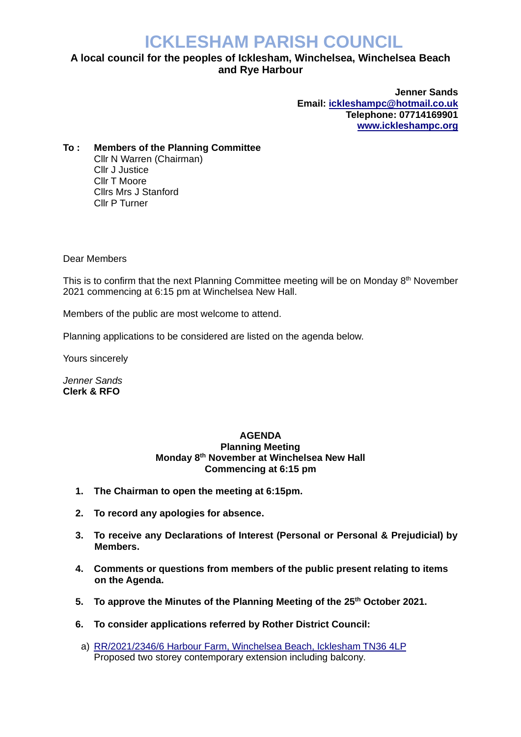# ICKLESHAM PARISH COUNCIL

**A local council for the peoples of Icklesham, Winchelsea, Winchelsea Beach and Rye Harbour**

**Jenner Sands**
**Email: [ickleshampc@hotmail.co.uk](mailto:ickleshampc@hotmail.co.uk)**
**Telephone: 07714169901**
**[www.ickleshampc.org](http://www.ickleshampc.org)**

**To : Members of the Planning Committee**
Cllr N Warren (Chairman)
Cllr J Justice
Cllr T Moore
Cllrs Mrs J Stanford
Cllr P Turner

Dear Members

This is to confirm that the next Planning Committee meeting will be on Monday 8th November 2021 commencing at 6:15 pm at Winchelsea New Hall.

Members of the public are most welcome to attend.

Planning applications to be considered are listed on the agenda below.

Yours sincerely

*Jenner Sands*
**Clerk & RFO**

**AGENDA**
**Planning Meeting**
**Monday 8th November at Winchelsea New Hall**
**Commencing at 6:15 pm**

1. **The Chairman to open the meeting at 6:15pm.**
2. **To record any apologies for absence.**
3. **To receive any Declarations of Interest (Personal or Personal & Prejudicial) by Members.**
4. **Comments or questions from members of the public present relating to items on the Agenda.**
5. **To approve the Minutes of the Planning Meeting of the 25th October 2021.**
6. **To consider applications referred by Rother District Council:**

   a) RR/2021/2346/6 Harbour Farm, Winchelsea Beach, Icklesham TN36 4LP
   Proposed two storey contemporary extension including balcony.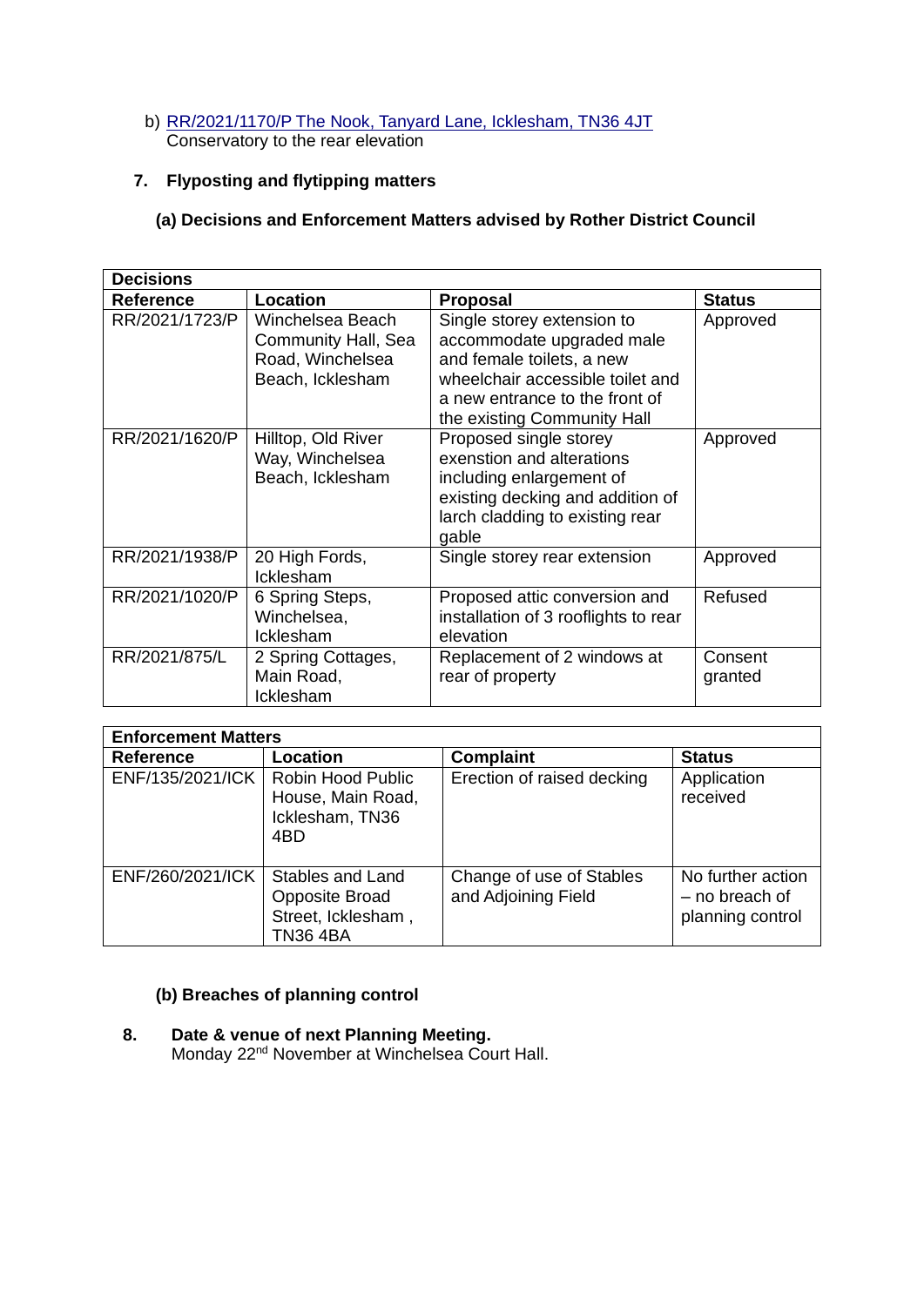b) [RR/2021/1170/P The Nook, Tanyard Lane, Icklesham, TN36 4JT]
Conservatory to the rear elevation

**7. Flyposting and flytipping matters**

**(a) Decisions and Enforcement Matters advised by Rother District Council**

| **Decisions** | | | |
|---|---|---|---|
| **Reference** | **Location** | **Proposal** | **Status** |
| RR/2021/1723/P | Winchelsea Beach Community Hall, Sea Road, Winchelsea Beach, Icklesham | Single storey extension to accommodate upgraded male and female toilets, a new wheelchair accessible toilet and a new entrance to the front of the existing Community Hall | Approved |
| RR/2021/1620/P | Hilltop, Old River Way, Winchelsea Beach, Icklesham | Proposed single storey exenstion and alterations including enlargement of existing decking and addition of larch cladding to existing rear gable | Approved |
| RR/2021/1938/P | 20 High Fords, Icklesham | Single storey rear extension | Approved |
| RR/2021/1020/P | 6 Spring Steps, Winchelsea, Icklesham | Proposed attic conversion and installation of 3 rooflights to rear elevation | Refused |
| RR/2021/875/L | 2 Spring Cottages, Main Road, Icklesham | Replacement of 2 windows at rear of property | Consent granted |

| **Enforcement Matters** | | | |
|---|---|---|---|
| **Reference** | **Location** | **Complaint** | **Status** |
| ENF/135/2021/ICK | Robin Hood Public House, Main Road, Icklesham, TN36 4BD | Erection of raised decking | Application received |
| ENF/260/2021/ICK | Stables and Land Opposite Broad Street, Icklesham , TN36 4BA | Change of use of Stables and Adjoining Field | No further action – no breach of planning control |

**(b) Breaches of planning control**

**8. Date & venue of next Planning Meeting.**
Monday 22nd November at Winchelsea Court Hall.